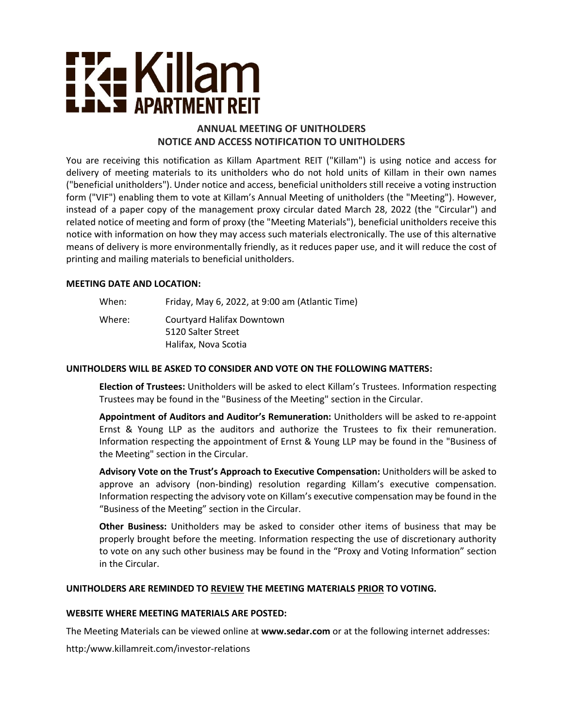# Killam APARTMENT REIT

## ANNUAL MEETING OF UNITHOLDERS
## NOTICE AND ACCESS NOTIFICATION TO UNITHOLDERS

You are receiving this notification as Killam Apartment REIT ("Killam") is using notice and access for delivery of meeting materials to its unitholders who do not hold units of Killam in their own names ("beneficial unitholders"). Under notice and access, beneficial unitholders still receive a voting instruction form ("VIF") enabling them to vote at Killam's Annual Meeting of unitholders (the "Meeting"). However, instead of a paper copy of the management proxy circular dated March 28, 2022 (the "Circular") and related notice of meeting and form of proxy (the "Meeting Materials"), beneficial unitholders receive this notice with information on how they may access such materials electronically. The use of this alternative means of delivery is more environmentally friendly, as it reduces paper use, and it will reduce the cost of printing and mailing materials to beneficial unitholders.

**MEETING DATE AND LOCATION:**

When: Friday, May 6, 2022, at 9:00 am (Atlantic Time)

Where: Courtyard Halifax Downtown
5120 Salter Street
Halifax, Nova Scotia

**UNITHOLDERS WILL BE ASKED TO CONSIDER AND VOTE ON THE FOLLOWING MATTERS:**

**Election of Trustees:** Unitholders will be asked to elect Killam's Trustees. Information respecting Trustees may be found in the "Business of the Meeting" section in the Circular.

**Appointment of Auditors and Auditor's Remuneration:** Unitholders will be asked to re-appoint Ernst & Young LLP as the auditors and authorize the Trustees to fix their remuneration. Information respecting the appointment of Ernst & Young LLP may be found in the "Business of the Meeting" section in the Circular.

**Advisory Vote on the Trust's Approach to Executive Compensation:** Unitholders will be asked to approve an advisory (non-binding) resolution regarding Killam's executive compensation. Information respecting the advisory vote on Killam's executive compensation may be found in the "Business of the Meeting" section in the Circular.

**Other Business:** Unitholders may be asked to consider other items of business that may be properly brought before the meeting. Information respecting the use of discretionary authority to vote on any such other business may be found in the "Proxy and Voting Information" section in the Circular.

**UNITHOLDERS ARE REMINDED TO <u>REVIEW</u> THE MEETING MATERIALS <u>PRIOR</u> TO VOTING.**

**WEBSITE WHERE MEETING MATERIALS ARE POSTED:**

The Meeting Materials can be viewed online at **www.sedar.com** or at the following internet addresses:

http:/www.killamreit.com/investor-relations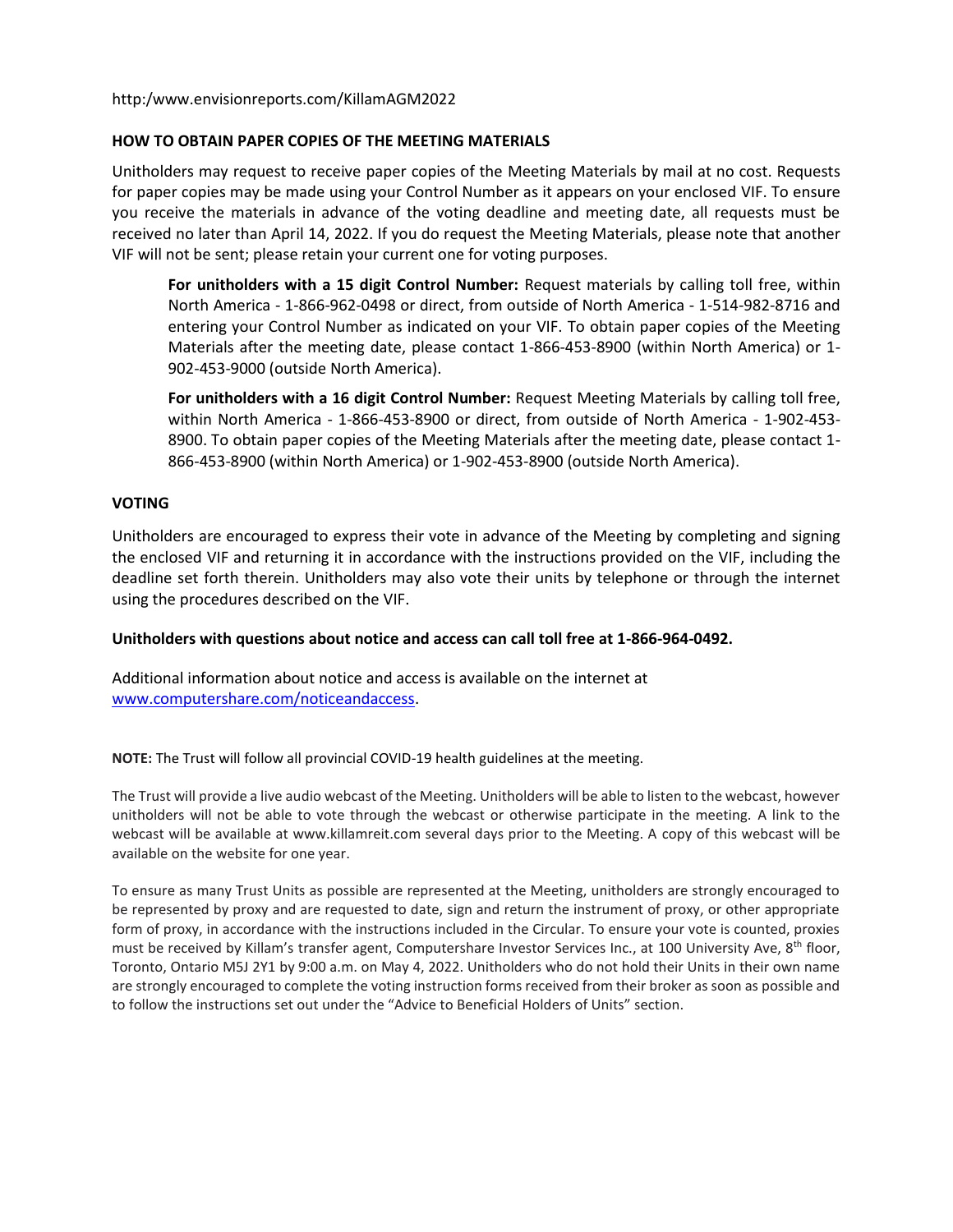http:/www.envisionreports.com/KillamAGM2022

**HOW TO OBTAIN PAPER COPIES OF THE MEETING MATERIALS**

Unitholders may request to receive paper copies of the Meeting Materials by mail at no cost. Requests for paper copies may be made using your Control Number as it appears on your enclosed VIF. To ensure you receive the materials in advance of the voting deadline and meeting date, all requests must be received no later than April 14, 2022. If you do request the Meeting Materials, please note that another VIF will not be sent; please retain your current one for voting purposes.

> **For unitholders with a 15 digit Control Number:** Request materials by calling toll free, within North America - 1-866-962-0498 or direct, from outside of North America - 1-514-982-8716 and entering your Control Number as indicated on your VIF. To obtain paper copies of the Meeting Materials after the meeting date, please contact 1-866-453-8900 (within North America) or 1-902-453-9000 (outside North America).
>
> **For unitholders with a 16 digit Control Number:** Request Meeting Materials by calling toll free, within North America - 1-866-453-8900 or direct, from outside of North America - 1-902-453-8900. To obtain paper copies of the Meeting Materials after the meeting date, please contact 1-866-453-8900 (within North America) or 1-902-453-8900 (outside North America).

**VOTING**

Unitholders are encouraged to express their vote in advance of the Meeting by completing and signing the enclosed VIF and returning it in accordance with the instructions provided on the VIF, including the deadline set forth therein. Unitholders may also vote their units by telephone or through the internet using the procedures described on the VIF.

**Unitholders with questions about notice and access can call toll free at 1-866-964-0492.**

Additional information about notice and access is available on the internet at www.computershare.com/noticeandaccess.

**NOTE:** The Trust will follow all provincial COVID-19 health guidelines at the meeting.

The Trust will provide a live audio webcast of the Meeting. Unitholders will be able to listen to the webcast, however unitholders will not be able to vote through the webcast or otherwise participate in the meeting. A link to the webcast will be available at www.killamreit.com several days prior to the Meeting. A copy of this webcast will be available on the website for one year.

To ensure as many Trust Units as possible are represented at the Meeting, unitholders are strongly encouraged to be represented by proxy and are requested to date, sign and return the instrument of proxy, or other appropriate form of proxy, in accordance with the instructions included in the Circular. To ensure your vote is counted, proxies must be received by Killam's transfer agent, Computershare Investor Services Inc., at 100 University Ave, 8th floor, Toronto, Ontario M5J 2Y1 by 9:00 a.m. on May 4, 2022. Unitholders who do not hold their Units in their own name are strongly encouraged to complete the voting instruction forms received from their broker as soon as possible and to follow the instructions set out under the "Advice to Beneficial Holders of Units" section.